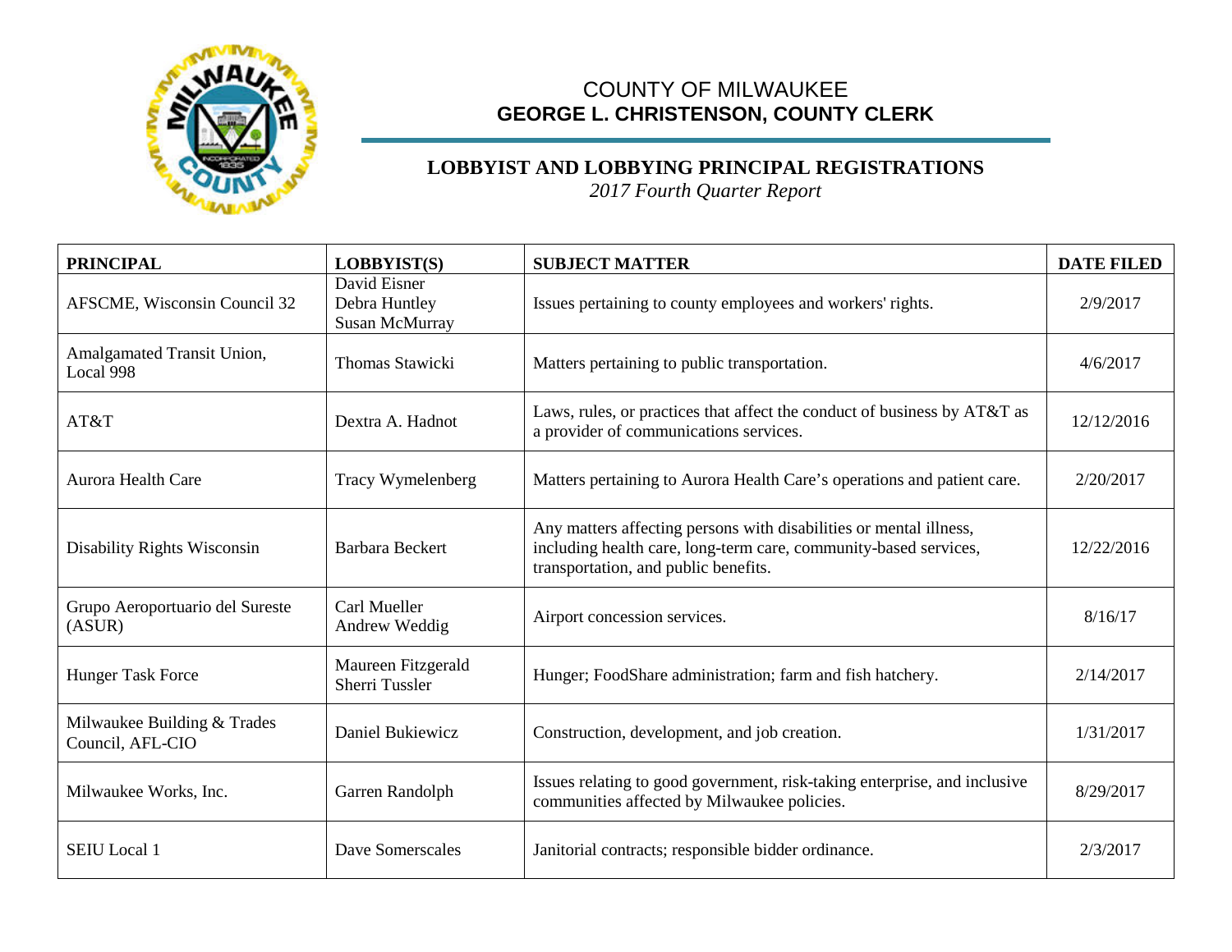COUNTY OF MILWAUKEE
**GEORGE L. CHRISTENSON, COUNTY CLERK**

## LOBBYIST AND LOBBYING PRINCIPAL REGISTRATIONS

*2017 Fourth Quarter Report*

| PRINCIPAL | LOBBYIST(S) | SUBJECT MATTER | DATE FILED |
|---|---|---|---|
| AFSCME, Wisconsin Council 32 | David Eisner<br>Debra Huntley<br>Susan McMurray | Issues pertaining to county employees and workers' rights. | 2/9/2017 |
| Amalgamated Transit Union, Local 998 | Thomas Stawicki | Matters pertaining to public transportation. | 4/6/2017 |
| AT&T | Dextra A. Hadnot | Laws, rules, or practices that affect the conduct of business by AT&T as a provider of communications services. | 12/12/2016 |
| Aurora Health Care | Tracy Wymelenberg | Matters pertaining to Aurora Health Care's operations and patient care. | 2/20/2017 |
| Disability Rights Wisconsin | Barbara Beckert | Any matters affecting persons with disabilities or mental illness, including health care, long-term care, community-based services, transportation, and public benefits. | 12/22/2016 |
| Grupo Aeroportuario del Sureste (ASUR) | Carl Mueller<br>Andrew Weddig | Airport concession services. | 8/16/17 |
| Hunger Task Force | Maureen Fitzgerald<br>Sherri Tussler | Hunger; FoodShare administration; farm and fish hatchery. | 2/14/2017 |
| Milwaukee Building & Trades Council, AFL-CIO | Daniel Bukiewicz | Construction, development, and job creation. | 1/31/2017 |
| Milwaukee Works, Inc. | Garren Randolph | Issues relating to good government, risk-taking enterprise, and inclusive communities affected by Milwaukee policies. | 8/29/2017 |
| SEIU Local 1 | Dave Somerscales | Janitorial contracts; responsible bidder ordinance. | 2/3/2017 |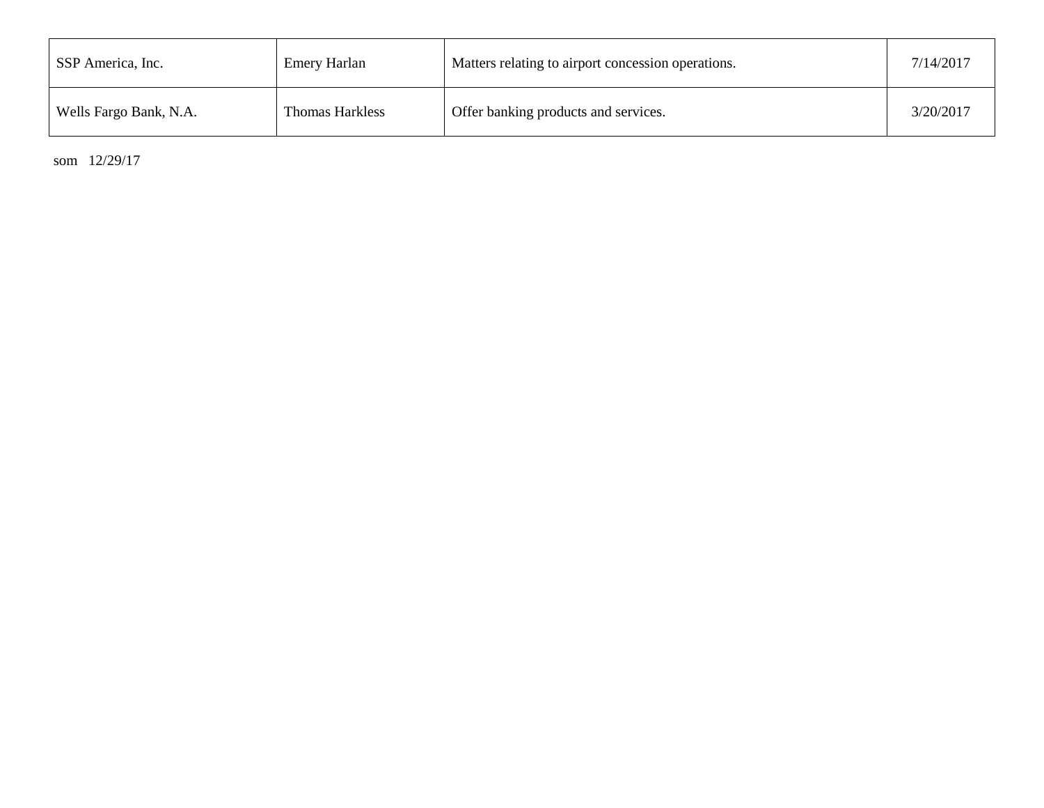| | | | |
|---|---|---|---|
| SSP America, Inc. | Emery Harlan | Matters relating to airport concession operations. | 7/14/2017 |
| Wells Fargo Bank, N.A. | Thomas Harkless | Offer banking products and services. | 3/20/2017 |

som 12/29/17